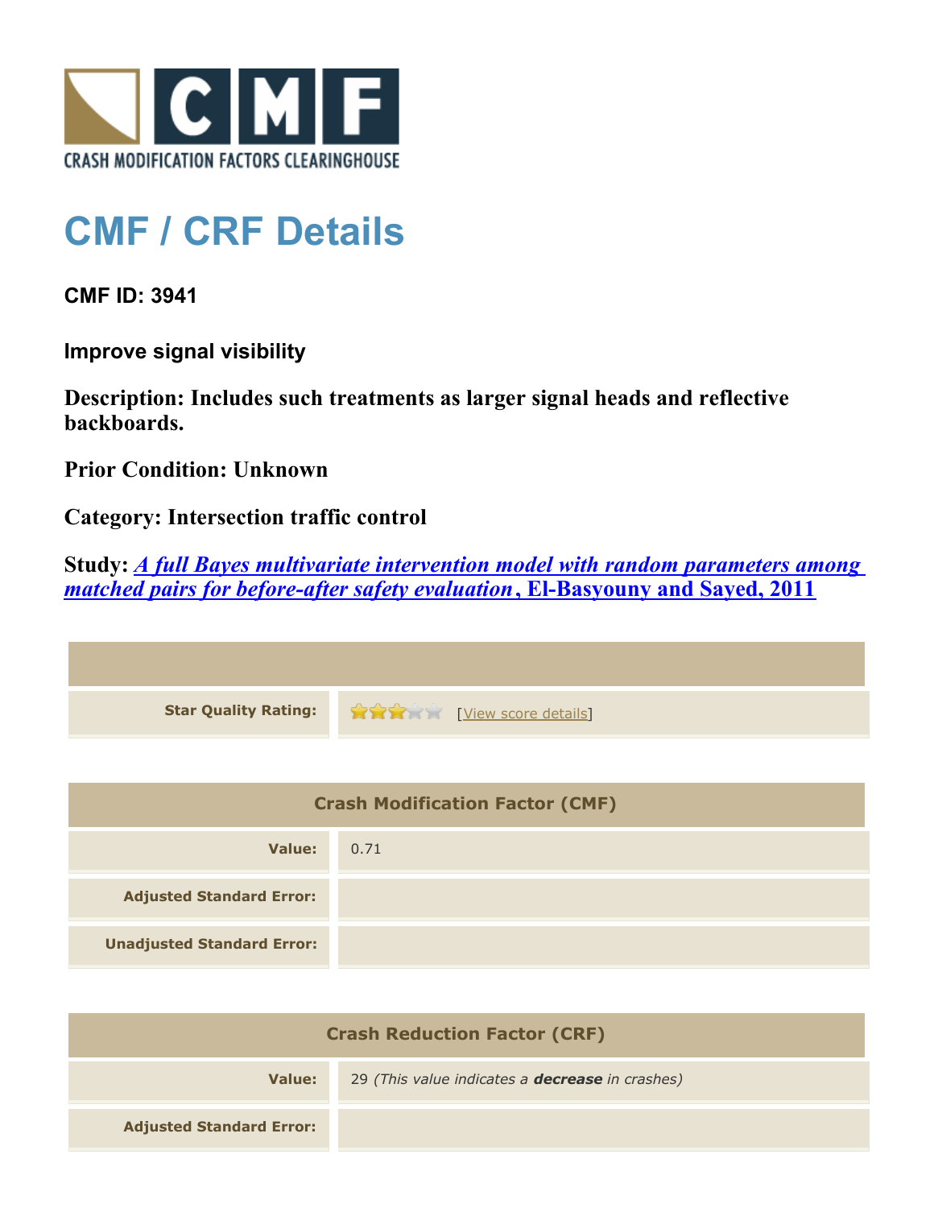CRASH MODIFICATION FACTORS CLEARINGHOUSE

# CMF / CRF Details

**CMF ID: 3941**

**Improve signal visibility**

**Description: Includes such treatments as larger signal heads and reflective backboards.**

**Prior Condition: Unknown**

**Category: Intersection traffic control**

**Study: *A full Bayes multivariate intervention model with random parameters among matched pairs for before-after safety evaluation*, El-Basyouny and Sayed, 2011**

| | |
|---|---|
| **Star Quality Rating:** | [View score details] |

| Crash Modification Factor (CMF) | |
|---|---|
| **Value:** | 0.71 |
| **Adjusted Standard Error:** | |
| **Unadjusted Standard Error:** | |

| Crash Reduction Factor (CRF) | |
|---|---|
| **Value:** | 29 *(This value indicates a **decrease** in crashes)* |
| **Adjusted Standard Error:** | |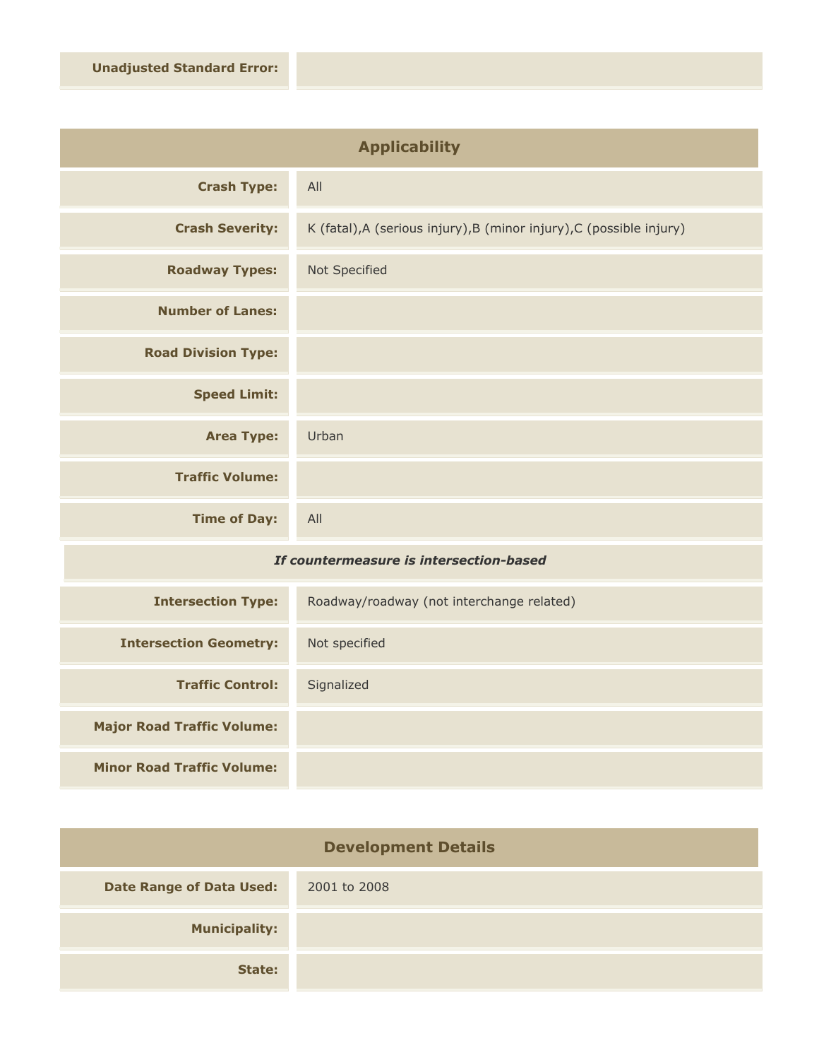| | |
|---|---|
| **Unadjusted Standard Error:** | |

## Applicability

| | |
|---|---|
| **Crash Type:** | All |
| **Crash Severity:** | K (fatal),A (serious injury),B (minor injury),C (possible injury) |
| **Roadway Types:** | Not Specified |
| **Number of Lanes:** | |
| **Road Division Type:** | |
| **Speed Limit:** | |
| **Area Type:** | Urban |
| **Traffic Volume:** | |
| **Time of Day:** | All |

*If countermeasure is intersection-based*

| | |
|---|---|
| **Intersection Type:** | Roadway/roadway (not interchange related) |
| **Intersection Geometry:** | Not specified |
| **Traffic Control:** | Signalized |
| **Major Road Traffic Volume:** | |
| **Minor Road Traffic Volume:** | |

## Development Details

| | |
|---|---|
| **Date Range of Data Used:** | 2001 to 2008 |
| **Municipality:** | |
| **State:** | |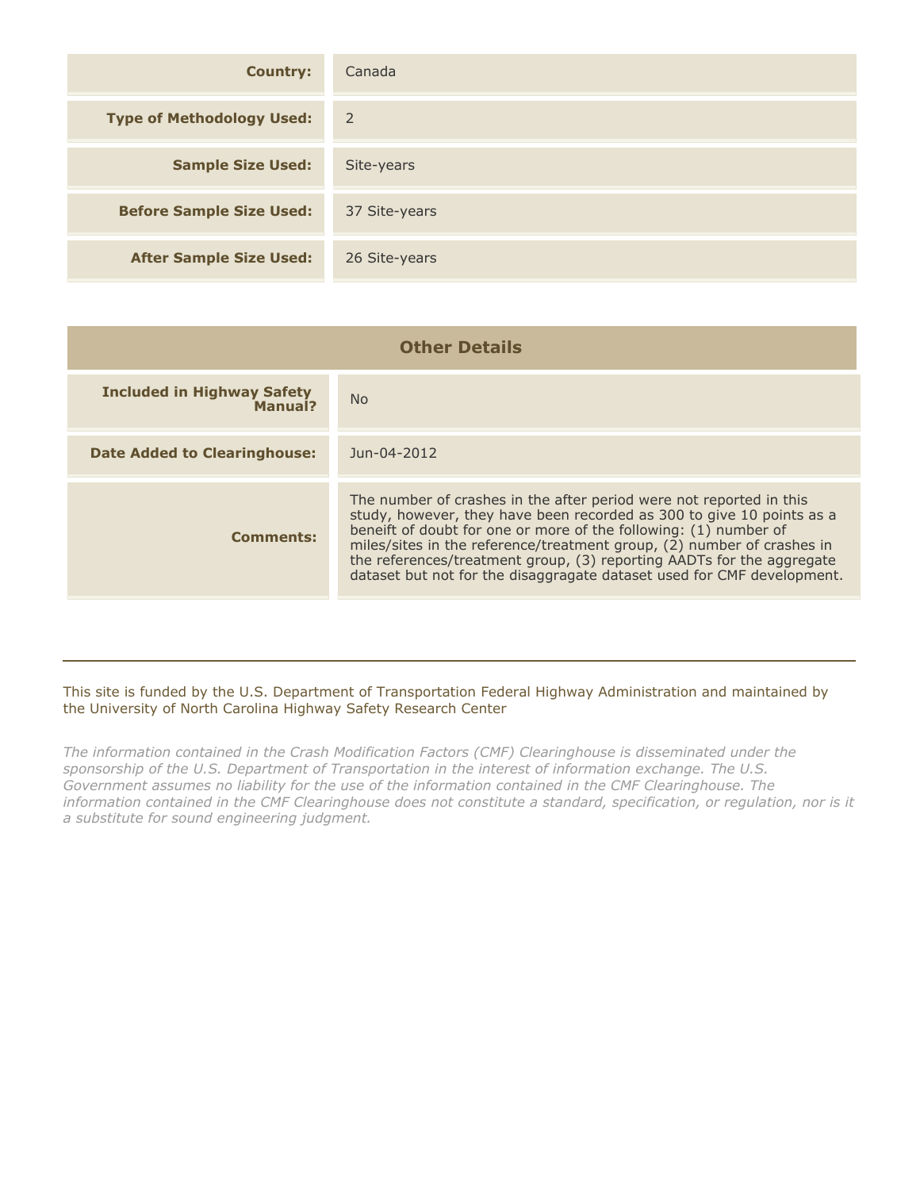| | |
|---|---|
| **Country:** | Canada |
| **Type of Methodology Used:** | 2 |
| **Sample Size Used:** | Site-years |
| **Before Sample Size Used:** | 37 Site-years |
| **After Sample Size Used:** | 26 Site-years |

## Other Details

| | |
|---|---|
| **Included in Highway Safety Manual?** | No |
| **Date Added to Clearinghouse:** | Jun-04-2012 |
| **Comments:** | The number of crashes in the after period were not reported in this study, however, they have been recorded as 300 to give 10 points as a beneift of doubt for one or more of the following: (1) number of miles/sites in the reference/treatment group, (2) number of crashes in the references/treatment group, (3) reporting AADTs for the aggregate dataset but not for the disaggragate dataset used for CMF development. |

---

This site is funded by the U.S. Department of Transportation Federal Highway Administration and maintained by the University of North Carolina Highway Safety Research Center

*The information contained in the Crash Modification Factors (CMF) Clearinghouse is disseminated under the sponsorship of the U.S. Department of Transportation in the interest of information exchange. The U.S. Government assumes no liability for the use of the information contained in the CMF Clearinghouse. The information contained in the CMF Clearinghouse does not constitute a standard, specification, or regulation, nor is it a substitute for sound engineering judgment.*